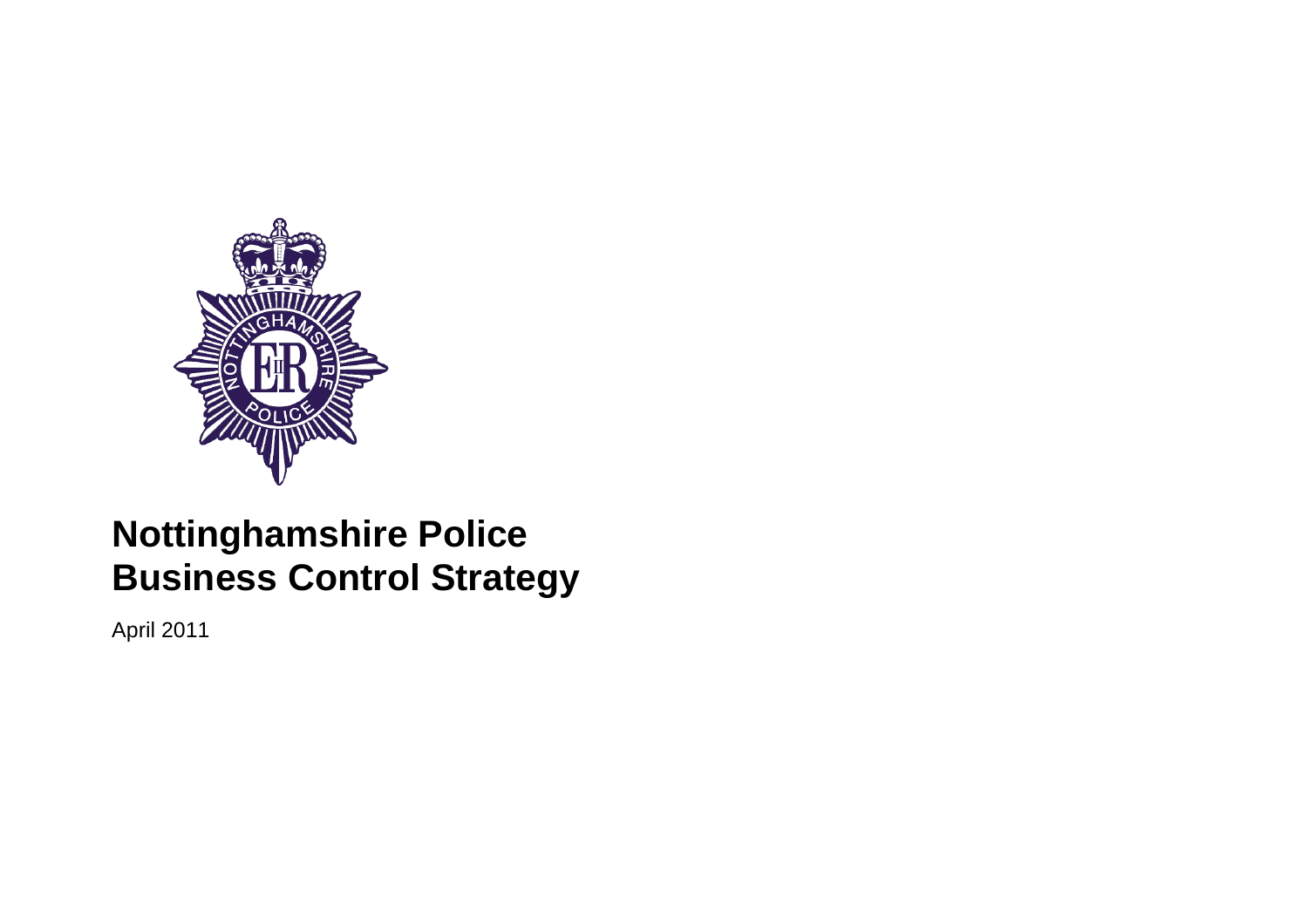# Nottinghamshire Police Business Control Strategy

April 2011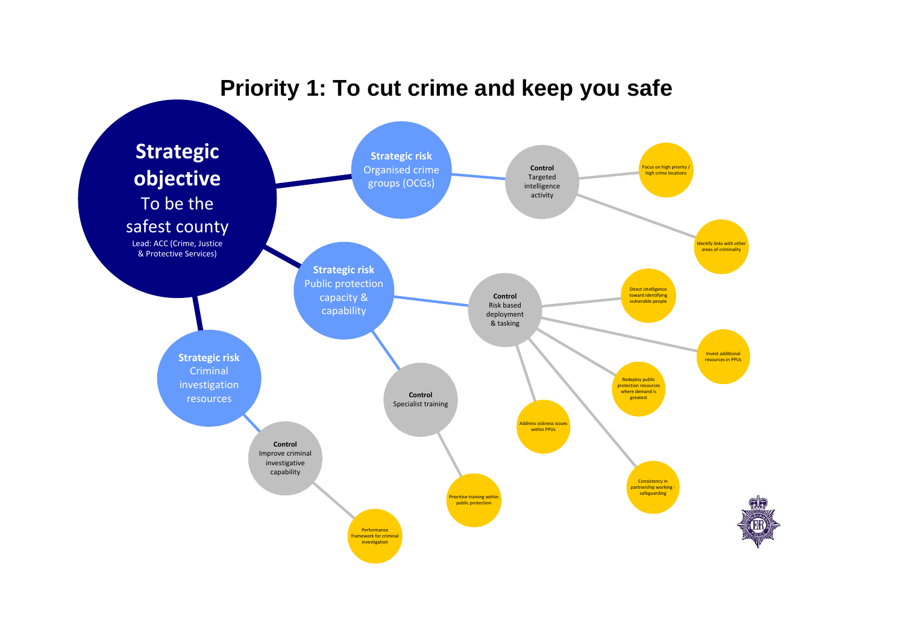# Priority 1: To cut crime and keep you safe

**Strategic objective**
To be the safest county
Lead: ACC (Crime, Justice & Protective Services)

- **Strategic risk** Organised crime groups (OCGs)
  - **Control** Targeted intelligence activity
    - Focus on high priority / high crime locations
    - Identify links with other areas of criminality
- **Strategic risk** Public protection capacity & capability
  - **Control** Risk based deployment & tasking
    - Direct intelligence toward identifying vulnerable people
    - Invest additional resources in PPUs
    - Redeploy public protection resources where demand is greatest
    - Address sickness issues within PPUs
    - Consistency in partnership working - safeguarding
  - **Control** Specialist training
    - Prioritise training within public protection
- **Strategic risk** Criminal investigation resources
  - **Control** Improve criminal investigative capability
    - Performance framework for criminal investigation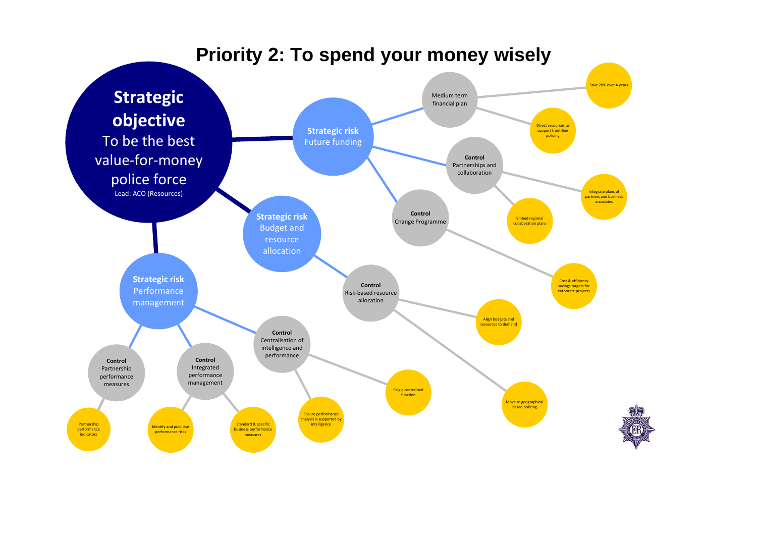# Priority 2: To spend your money wisely

**Strategic objective**
To be the best value-for-money police force
Lead: ACO (Resources)

- **Strategic risk** Future funding
  - Medium term financial plan
    - Save 20% over 4 years
    - Direct resources to support front-line policing
  - **Control** Partnerships and collaboration
    - Integrate plans of partners and business associates
    - Embed regional collaboration plans
  - **Control** Change Programme
    - Cost & efficiency savings targets for corporate projects
- **Strategic risk** Budget and resource allocation
  - **Control** Risk-based resource allocation
    - Align budgets and resources to demand
    - Move to geographical based policing
- **Strategic risk** Performance management
  - **Control** Centralisation of intelligence and performance
    - Single centralised function
    - Ensure performance analysis is supported by intelligence
  - **Control** Integrated performance management
    - Identify and publicise performance risks
    - Standard & specific business performance measures
  - **Control** Partnership performance measures
    - Partnership performance indicators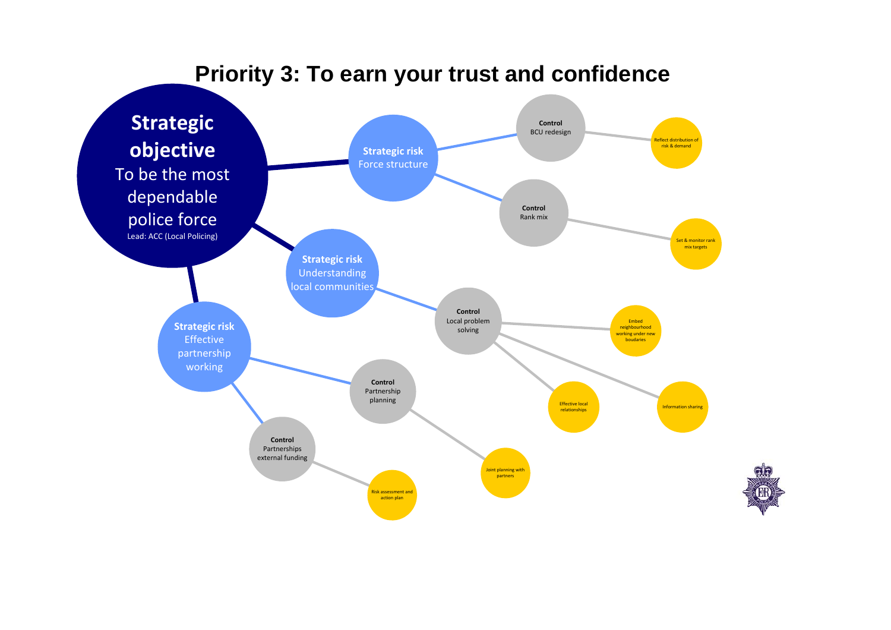# Priority 3: To earn your trust and confidence

**Strategic objective**
To be the most dependable police force
Lead: ACC (Local Policing)

**Strategic risk**
Force structure

**Control**
BCU redesign

Reflect distribution of risk & demand

**Control**
Rank mix

Set & monitor rank mix targets

**Strategic risk**
Understanding local communities

**Control**
Local problem solving

Embed neighbourhood working under new boudaries

Effective local relationships

Information sharing

**Strategic risk**
Effective partnership working

**Control**
Partnership planning

Joint planning with partners

**Control**
Partnerships external funding

Risk assessment and action plan